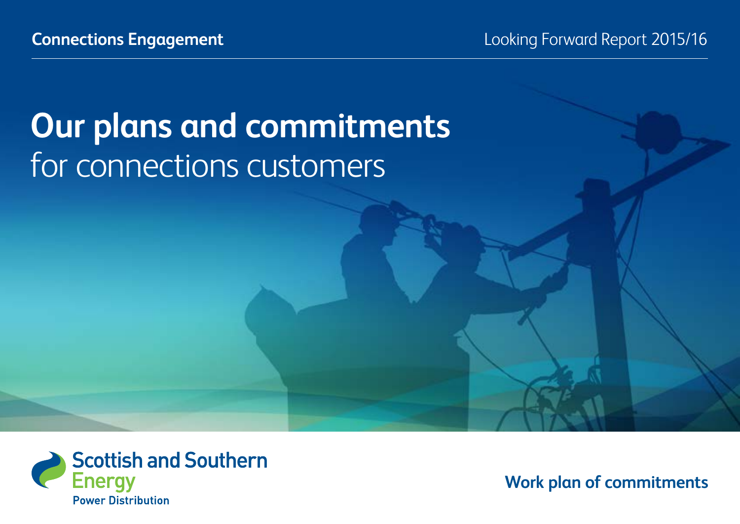Connections Engagement

Looking Forward Report 2015/16

# **Our plans and commitments** for connections customers

Scottish and Southern Energy
Power Distribution

**Work plan of commitments**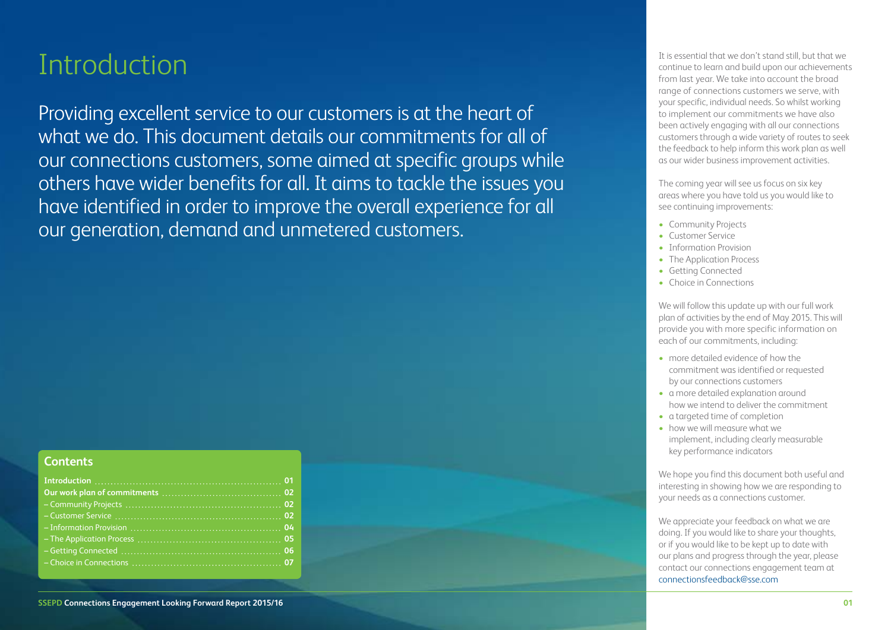# Introduction

Providing excellent service to our customers is at the heart of what we do. This document details our commitments for all of our connections customers, some aimed at specific groups while others have wider benefits for all. It aims to tackle the issues you have identified in order to improve the overall experience for all our generation, demand and unmetered customers.

## Contents

| | |
|---|---|
| **Introduction** | **01** |
| **Our work plan of commitments** | **02** |
| – Community Projects | **02** |
| – Customer Service | **02** |
| – Information Provision | **04** |
| – The Application Process | **05** |
| – Getting Connected | **06** |
| – Choice in Connections | **07** |

It is essential that we don't stand still, but that we continue to learn and build upon our achievements from last year. We take into account the broad range of connections customers we serve, with your specific, individual needs. So whilst working to implement our commitments we have also been actively engaging with all our connections customers through a wide variety of routes to seek the feedback to help inform this work plan as well as our wider business improvement activities.

The coming year will see us focus on six key areas where you have told us you would like to see continuing improvements:

- Community Projects
- Customer Service
- Information Provision
- The Application Process
- Getting Connected
- Choice in Connections

We will follow this update up with our full work plan of activities by the end of May 2015. This will provide you with more specific information on each of our commitments, including:

- more detailed evidence of how the commitment was identified or requested by our connections customers
- a more detailed explanation around how we intend to deliver the commitment
- a targeted time of completion
- how we will measure what we implement, including clearly measurable key performance indicators

We hope you find this document both useful and interesting in showing how we are responding to your needs as a connections customer.

We appreciate your feedback on what we are doing. If you would like to share your thoughts, or if you would like to be kept up to date with our plans and progress through the year, please contact our connections engagement team at connectionsfeedback@sse.com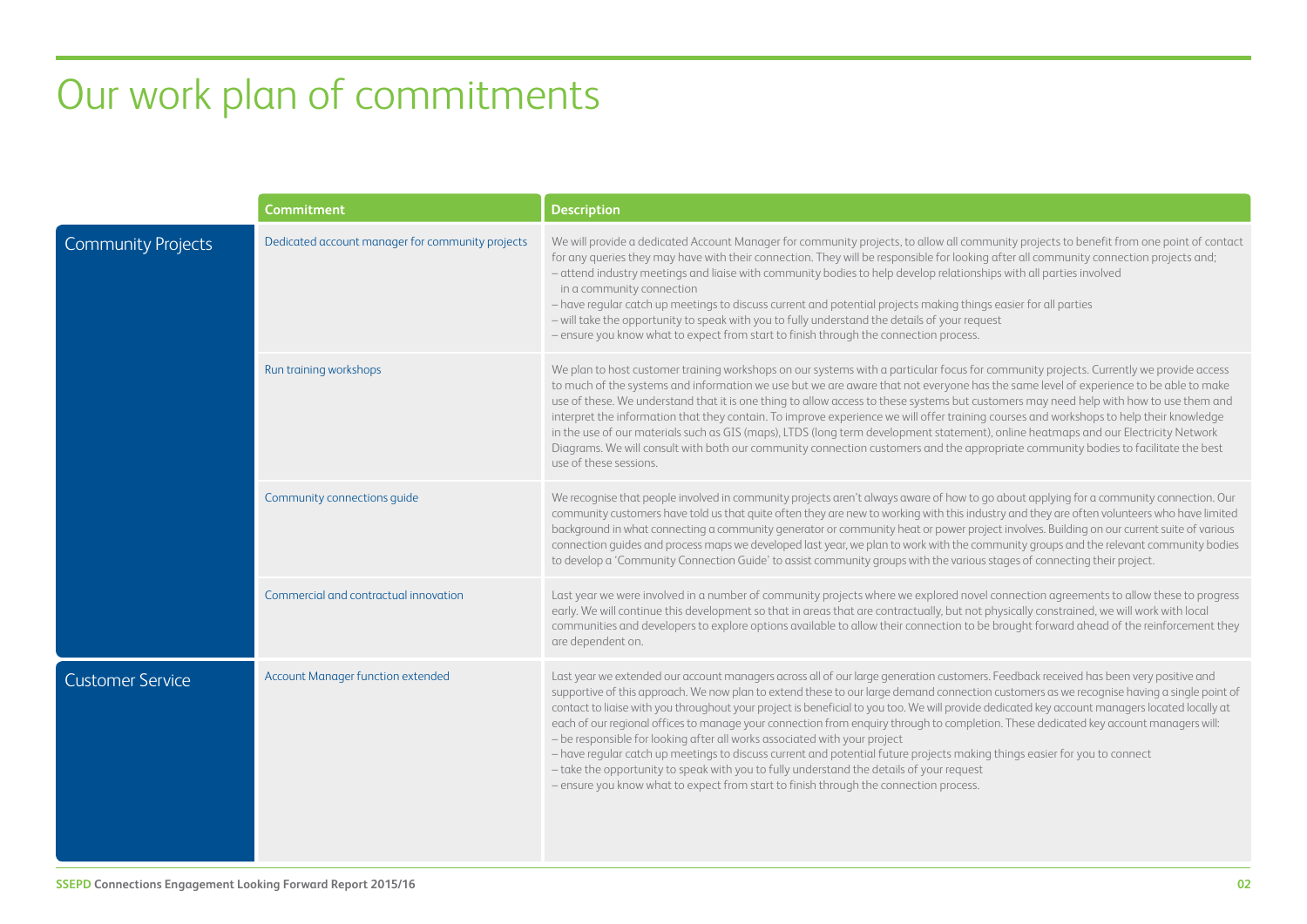# Our work plan of commitments

| | Commitment | Description |
|---|---|---|
| Community Projects | Dedicated account manager for community projects | We will provide a dedicated Account Manager for community projects, to allow all community projects to benefit from one point of contact for any queries they may have with their connection. They will be responsible for looking after all community connection projects and;<br>– attend industry meetings and liaise with community bodies to help develop relationships with all parties involved in a community connection<br>– have regular catch up meetings to discuss current and potential projects making things easier for all parties<br>– will take the opportunity to speak with you to fully understand the details of your request<br>– ensure you know what to expect from start to finish through the connection process. |
| | Run training workshops | We plan to host customer training workshops on our systems with a particular focus for community projects. Currently we provide access to much of the systems and information we use but we are aware that not everyone has the same level of experience to be able to make use of these. We understand that it is one thing to allow access to these systems but customers may need help with how to use them and interpret the information that they contain. To improve experience we will offer training courses and workshops to help their knowledge in the use of our materials such as GIS (maps), LTDS (long term development statement), online heatmaps and our Electricity Network Diagrams. We will consult with both our community connection customers and the appropriate community bodies to facilitate the best use of these sessions. |
| | Community connections guide | We recognise that people involved in community projects aren't always aware of how to go about applying for a community connection. Our community customers have told us that quite often they are new to working with this industry and they are often volunteers who have limited background in what connecting a community generator or community heat or power project involves. Building on our current suite of various connection guides and process maps we developed last year, we plan to work with the community groups and the relevant community bodies to develop a 'Community Connection Guide' to assist community groups with the various stages of connecting their project. |
| | Commercial and contractual innovation | Last year we were involved in a number of community projects where we explored novel connection agreements to allow these to progress early. We will continue this development so that in areas that are contractually, but not physically constrained, we will work with local communities and developers to explore options available to allow their connection to be brought forward ahead of the reinforcement they are dependent on. |
| Customer Service | Account Manager function extended | Last year we extended our account managers across all of our large generation customers. Feedback received has been very positive and supportive of this approach. We now plan to extend these to our large demand connection customers as we recognise having a single point of contact to liaise with you throughout your project is beneficial to you too. We will provide dedicated key account managers located locally at each of our regional offices to manage your connection from enquiry through to completion. These dedicated key account managers will:<br>– be responsible for looking after all works associated with your project<br>– have regular catch up meetings to discuss current and potential future projects making things easier for you to connect<br>– take the opportunity to speak with you to fully understand the details of your request<br>– ensure you know what to expect from start to finish through the connection process. |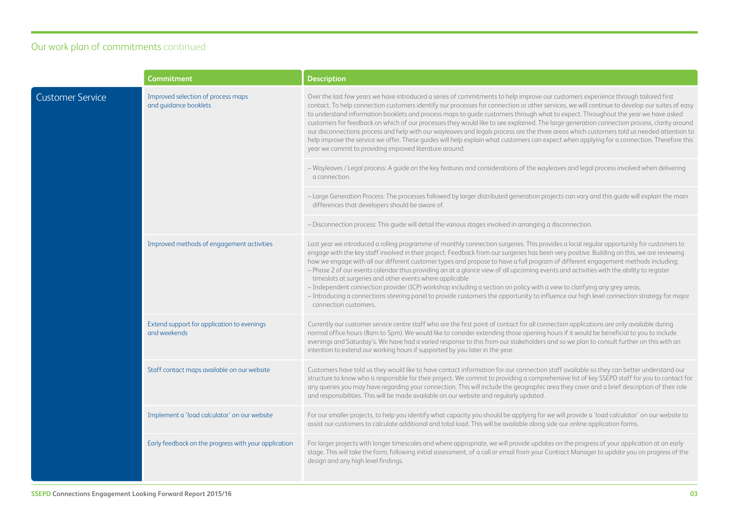## Our work plan of commitments continued

| | Commitment | Description |
|---|---|---|
| Customer Service | Improved selection of process maps and guidance booklets | Over the last few years we have introduced a series of commitments to help improve our customers experience through tailored first contact. To help connection customers identify our processes for connection or other services, we will continue to develop our suites of easy to understand information booklets and process maps to guide customers through what to expect. Throughout the year we have asked customers for feedback on which of our processes they would like to see explained. The large generation connection process, clarity around our disconnections process and help with our wayleaves and legals process are the three areas which customers told us needed attention to help improve the service we offer. These guides will help explain what customers can expect when applying for a connection. Therefore this year we commit to providing improved literature around: |
| | | – Wayleaves / Legal process: A guide on the key features and considerations of the wayleaves and legal process involved when delivering a connection. |
| | | – Large Generation Process: The processes followed by larger distributed generation projects can vary and this guide will explain the main differences that developers should be aware of. |
| | | – Disconnection process: This guide will detail the various stages involved in arranging a disconnection. |
| | Improved methods of engagement activities | Last year we introduced a rolling programme of monthly connection surgeries. This provides a local regular opportunity for customers to engage with the key staff involved in their project. Feedback from our surgeries has been very positive. Building on this, we are reviewing how we engage with all our different customer types and propose to have a full program of different engagement methods including;<br>– Phase 2 of our events calendar thus providing an at a glance view of all upcoming events and activities with the ability to register timeslots at surgeries and other events where applicable<br>– Independent connection provider (ICP) workshop including a section on policy with a view to clarifying any grey areas,<br>– Introducing a connections steering panel to provide customers the opportunity to influence our high level connection strategy for major connection customers. |
| | Extend support for application to evenings and weekends | Currently our customer service centre staff who are the first point of contact for all connection applications are only available during normal office hours (8am to 5pm). We would like to consider extending those opening hours if it would be beneficial to you to include evenings and Saturday's. We have had a varied response to this from our stakeholders and so we plan to consult further on this with an intention to extend our working hours if supported by you later in the year. |
| | Staff contact maps available on our website | Customers have told us they would like to have contact information for our connection staff available so they can better understand our structure to know who is responsible for their project. We commit to providing a comprehensive list of key SSEPD staff for you to contact for any queries you may have regarding your connection. This will include the geographic area they cover and a brief description of their role and responsibilities. This will be made available on our website and regularly updated. |
| | Implement a 'load calculator' on our website | For our smaller projects, to help you identify what capacity you should be applying for we will provide a 'load calculator' on our website to assist our customers to calculate additional and total load. This will be available along side our online application forms. |
| | Early feedback on the progress with your application | For larger projects with longer timescales and where appropriate, we will provide updates on the progress of your application at an early stage. This will take the form, following initial assessment, of a call or email from your Contract Manager to update you on progress of the design and any high level findings. |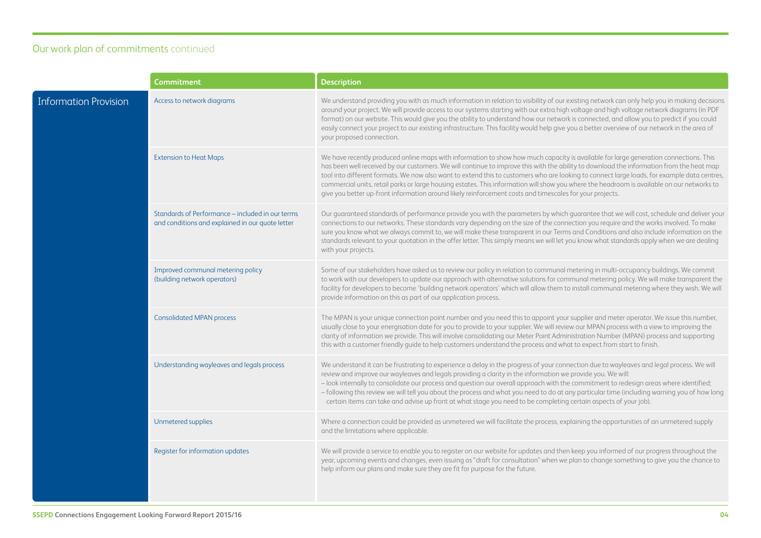## Our work plan of commitments continued

| | Commitment | Description |
|---|---|---|
| Information Provision | Access to network diagrams | We understand providing you with as much information in relation to visibility of our existing network can only help you in making decisions around your project. We will provide access to our systems starting with our extra high voltage and high voltage network diagrams (in PDF format) on our website. This would give you the ability to understand how our network is connected, and allow you to predict if you could easily connect your project to our existing infrastructure. This facility would help give you a better overview of our network in the area of your proposed connection. |
| | Extension to Heat Maps | We have recently produced online maps with information to show how much capacity is available for large generation connections. This has been well received by our customers. We will continue to improve this with the ability to download the information from the heat map tool into different formats. We now also want to extend this to customers who are looking to connect large loads, for example data centres, commercial units, retail parks or large housing estates. This information will show you where the headroom is available on our networks to give you better up-front information around likely reinforcement costs and timescales for your projects. |
| | Standards of Performance – included in our terms and conditions and explained in our quote letter | Our guaranteed standards of performance provide you with the parameters by which guarantee that we will cost, schedule and deliver your connections to our networks. These standards vary depending on the size of the connection you require and the works involved. To make sure you know what we always commit to, we will make these transparent in our Terms and Conditions and also include information on the standards relevant to your quotation in the offer letter. This simply means we will let you know what standards apply when we are dealing with your projects. |
| | Improved communal metering policy (building network operators) | Some of our stakeholders have asked us to review our policy in relation to communal metering in multi-occupancy buildings. We commit to work with our developers to update our approach with alternative solutions for communal metering policy. We will make transparent the facility for developers to become 'building network operators' which will allow them to install communal metering where they wish. We will provide information on this as part of our application process. |
| | Consolidated MPAN process | The MPAN is your unique connection point number and you need this to appoint your supplier and meter operator. We issue this number, usually close to your energisation date for you to provide to your supplier. We will review our MPAN process with a view to improving the clarity of information we provide. This will involve consolidating our Meter Point Administration Number (MPAN) process and supporting this with a customer friendly guide to help customers understand the process and what to expect from start to finish. |
| | Understanding wayleaves and legals process | We understand it can be frustrating to experience a delay in the progress of your connection due to wayleaves and legal process. We will review and improve our wayleaves and legals providing a clarity in the information we provide you. We will:<br>– look internally to consolidate our process and question our overall approach with the commitment to redesign areas where identified;<br>– following this review we will tell you about the process and what you need to do at any particular time (including warning you of how long certain items can take and advise up front at what stage you need to be completing certain aspects of your job). |
| | Unmetered supplies | Where a connection could be provided as unmetered we will facilitate the process, explaining the opportunities of an unmetered supply and the limitations where applicable. |
| | Register for information updates | We will provide a service to enable you to register on our website for updates and then keep you informed of our progress throughout the year, upcoming events and changes, even issuing as "draft for consultation" when we plan to change something to give you the chance to help inform our plans and make sure they are fit for purpose for the future. |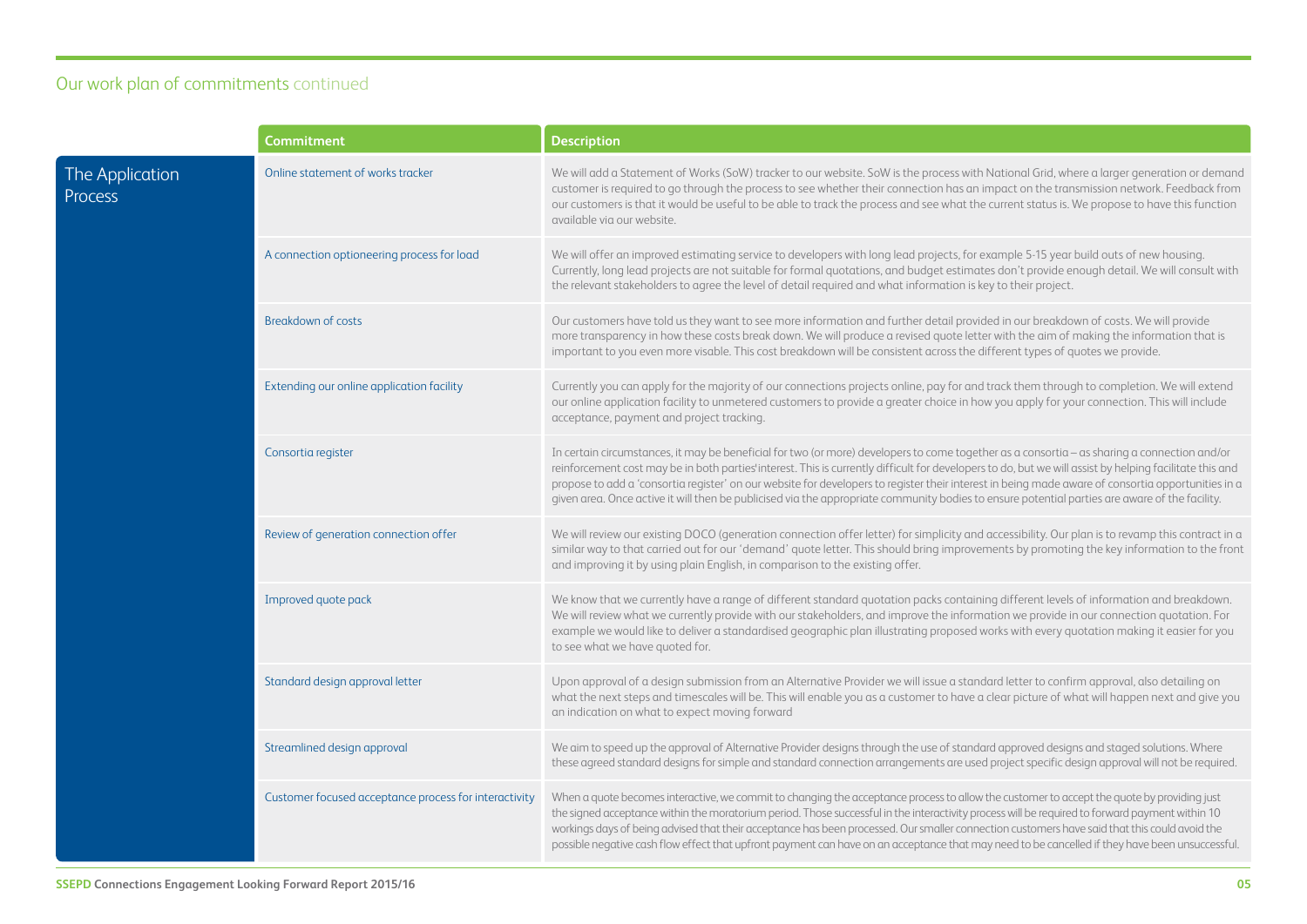## Our work plan of commitments continued

### The Application Process

| Commitment | Description |
|---|---|
| Online statement of works tracker | We will add a Statement of Works (SoW) tracker to our website. SoW is the process with National Grid, where a larger generation or demand customer is required to go through the process to see whether their connection has an impact on the transmission network. Feedback from our customers is that it would be useful to be able to track the process and see what the current status is. We propose to have this function available via our website. |
| A connection optioneering process for load | We will offer an improved estimating service to developers with long lead projects, for example 5-15 year build outs of new housing. Currently, long lead projects are not suitable for formal quotations, and budget estimates don't provide enough detail. We will consult with the relevant stakeholders to agree the level of detail required and what information is key to their project. |
| Breakdown of costs | Our customers have told us they want to see more information and further detail provided in our breakdown of costs. We will provide more transparency in how these costs break down. We will produce a revised quote letter with the aim of making the information that is important to you even more visable. This cost breakdown will be consistent across the different types of quotes we provide. |
| Extending our online application facility | Currently you can apply for the majority of our connections projects online, pay for and track them through to completion. We will extend our online application facility to unmetered customers to provide a greater choice in how you apply for your connection. This will include acceptance, payment and project tracking. |
| Consortia register | In certain circumstances, it may be beneficial for two (or more) developers to come together as a consortia – as sharing a connection and/or reinforcement cost may be in both parties' interest. This is currently difficult for developers to do, but we will assist by helping facilitate this and propose to add a 'consortia register' on our website for developers to register their interest in being made aware of consortia opportunities in a given area. Once active it will then be publicised via the appropriate community bodies to ensure potential parties are aware of the facility. |
| Review of generation connection offer | We will review our existing DOCO (generation connection offer letter) for simplicity and accessibility. Our plan is to revamp this contract in a similar way to that carried out for our 'demand' quote letter. This should bring improvements by promoting the key information to the front and improving it by using plain English, in comparison to the existing offer. |
| Improved quote pack | We know that we currently have a range of different standard quotation packs containing different levels of information and breakdown. We will review what we currently provide with our stakeholders, and improve the information we provide in our connection quotation. For example we would like to deliver a standardised geographic plan illustrating proposed works with every quotation making it easier for you to see what we have quoted for. |
| Standard design approval letter | Upon approval of a design submission from an Alternative Provider we will issue a standard letter to confirm approval, also detailing on what the next steps and timescales will be. This will enable you as a customer to have a clear picture of what will happen next and give you an indication on what to expect moving forward |
| Streamlined design approval | We aim to speed up the approval of Alternative Provider designs through the use of standard approved designs and staged solutions. Where these agreed standard designs for simple and standard connection arrangements are used project specific design approval will not be required. |
| Customer focused acceptance process for interactivity | When a quote becomes interactive, we commit to changing the acceptance process to allow the customer to accept the quote by providing just the signed acceptance within the moratorium period. Those successful in the interactivity process will be required to forward payment within 10 workings days of being advised that their acceptance has been processed. Our smaller connection customers have said that this could avoid the possible negative cash flow effect that upfront payment can have on an acceptance that may need to be cancelled if they have been unsuccessful. |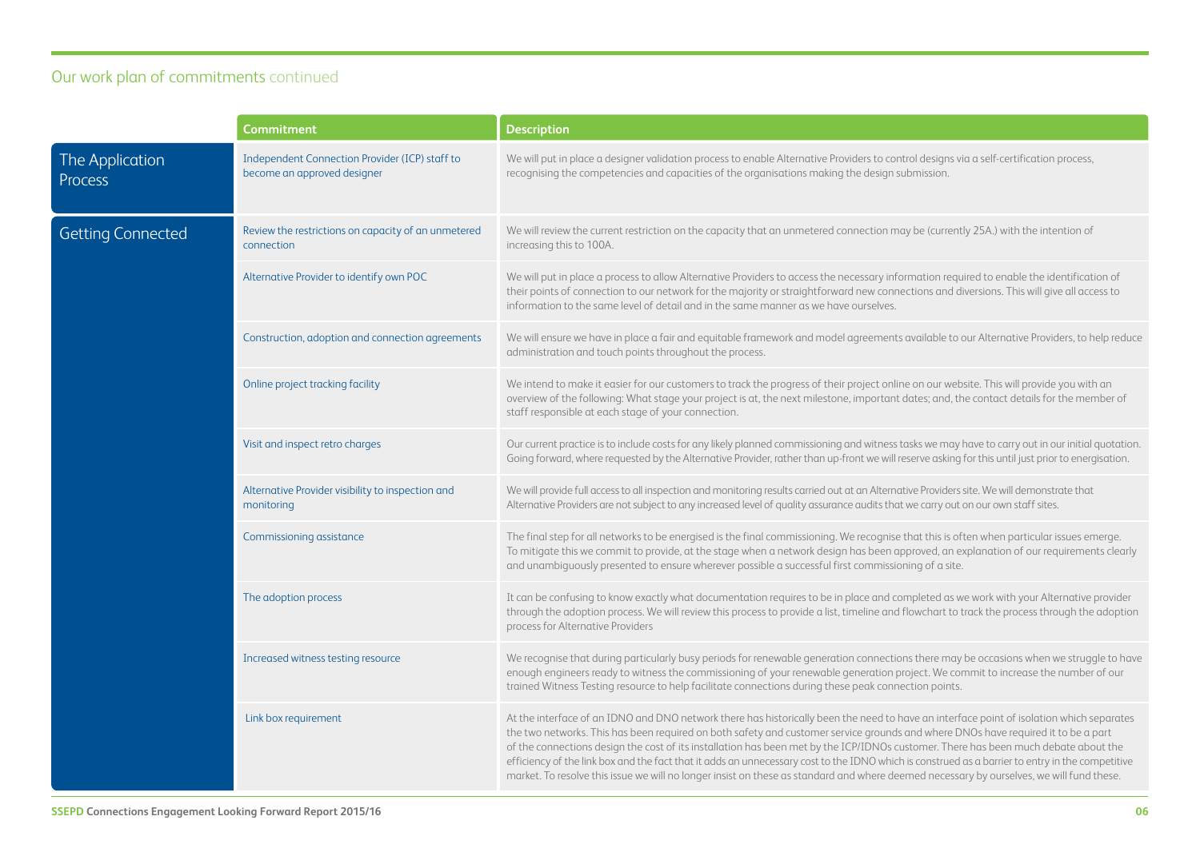## Our work plan of commitments continued

| | Commitment | Description |
|---|---|---|
| The Application Process | Independent Connection Provider (ICP) staff to become an approved designer | We will put in place a designer validation process to enable Alternative Providers to control designs via a self-certification process, recognising the competencies and capacities of the organisations making the design submission. |
| Getting Connected | Review the restrictions on capacity of an unmetered connection | We will review the current restriction on the capacity that an unmetered connection may be (currently 25A.) with the intention of increasing this to 100A. |
| | Alternative Provider to identify own POC | We will put in place a process to allow Alternative Providers to access the necessary information required to enable the identification of their points of connection to our network for the majority or straightforward new connections and diversions. This will give all access to information to the same level of detail and in the same manner as we have ourselves. |
| | Construction, adoption and connection agreements | We will ensure we have in place a fair and equitable framework and model agreements available to our Alternative Providers, to help reduce administration and touch points throughout the process. |
| | Online project tracking facility | We intend to make it easier for our customers to track the progress of their project online on our website. This will provide you with an overview of the following: What stage your project is at, the next milestone, important dates; and, the contact details for the member of staff responsible at each stage of your connection. |
| | Visit and inspect retro charges | Our current practice is to include costs for any likely planned commissioning and witness tasks we may have to carry out in our initial quotation. Going forward, where requested by the Alternative Provider, rather than up-front we will reserve asking for this until just prior to energisation. |
| | Alternative Provider visibility to inspection and monitoring | We will provide full access to all inspection and monitoring results carried out at an Alternative Providers site. We will demonstrate that Alternative Providers are not subject to any increased level of quality assurance audits that we carry out on our own staff sites. |
| | Commissioning assistance | The final step for all networks to be energised is the final commissioning. We recognise that this is often when particular issues emerge. To mitigate this we commit to provide, at the stage when a network design has been approved, an explanation of our requirements clearly and unambiguously presented to ensure wherever possible a successful first commissioning of a site. |
| | The adoption process | It can be confusing to know exactly what documentation requires to be in place and completed as we work with your Alternative provider through the adoption process. We will review this process to provide a list, timeline and flowchart to track the process through the adoption process for Alternative Providers |
| | Increased witness testing resource | We recognise that during particularly busy periods for renewable generation connections there may be occasions when we struggle to have enough engineers ready to witness the commissioning of your renewable generation project. We commit to increase the number of our trained Witness Testing resource to help facilitate connections during these peak connection points. |
| | Link box requirement | At the interface of an IDNO and DNO network there has historically been the need to have an interface point of isolation which separates the two networks. This has been required on both safety and customer service grounds and where DNOs have required it to be a part of the connections design the cost of its installation has been met by the ICP/IDNOs customer. There has been much debate about the efficiency of the link box and the fact that it adds an unnecessary cost to the IDNO which is construed as a barrier to entry in the competitive market. To resolve this issue we will no longer insist on these as standard and where deemed necessary by ourselves, we will fund these. |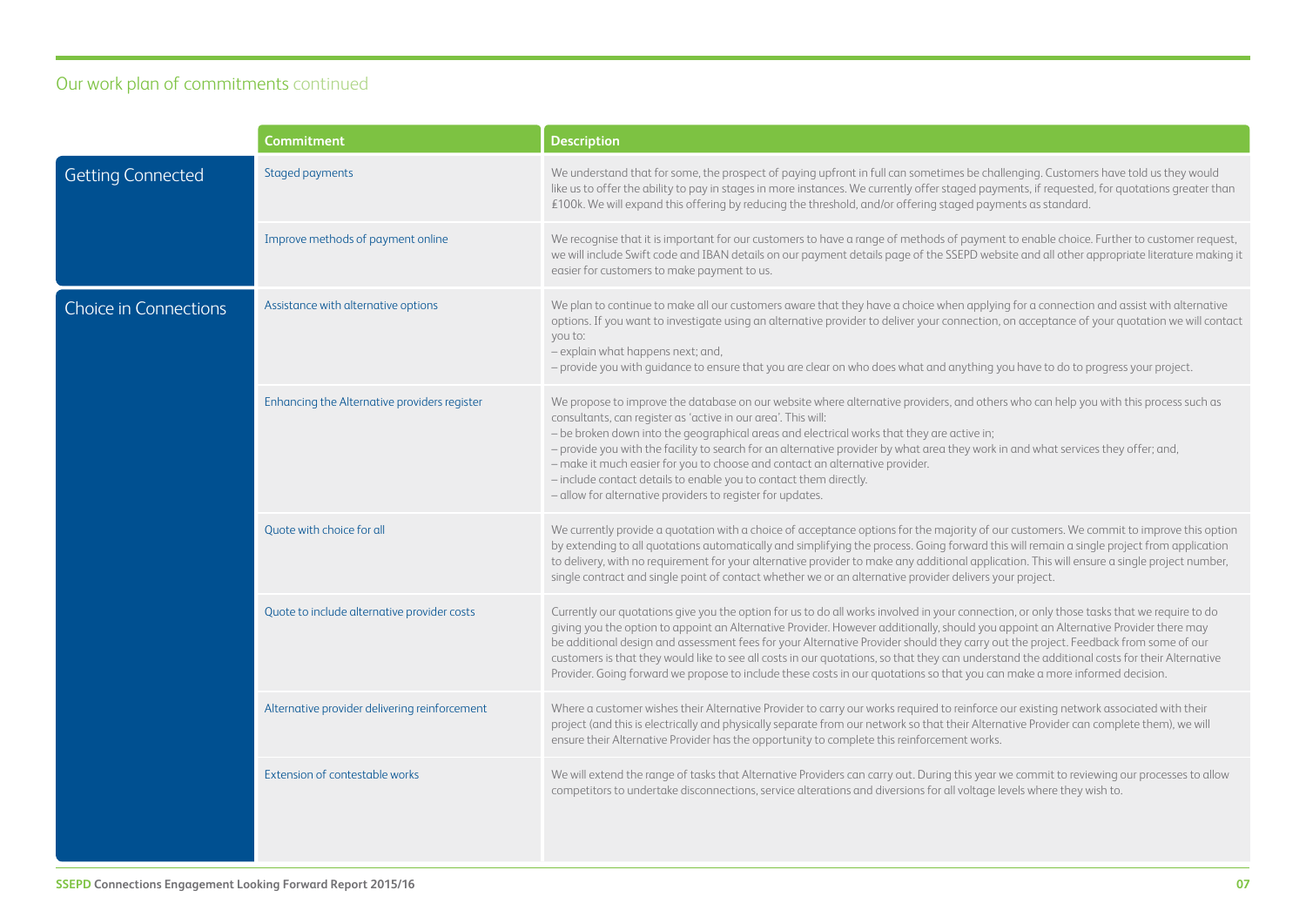## Our work plan of commitments continued

| | Commitment | Description |
|---|---|---|
| Getting Connected | Staged payments | We understand that for some, the prospect of paying upfront in full can sometimes be challenging. Customers have told us they would like us to offer the ability to pay in stages in more instances. We currently offer staged payments, if requested, for quotations greater than £100k. We will expand this offering by reducing the threshold, and/or offering staged payments as standard. |
| | Improve methods of payment online | We recognise that it is important for our customers to have a range of methods of payment to enable choice. Further to customer request, we will include Swift code and IBAN details on our payment details page of the SSEPD website and all other appropriate literature making it easier for customers to make payment to us. |
| Choice in Connections | Assistance with alternative options | We plan to continue to make all our customers aware that they have a choice when applying for a connection and assist with alternative options. If you want to investigate using an alternative provider to deliver your connection, on acceptance of your quotation we will contact you to:<br>– explain what happens next; and,<br>– provide you with guidance to ensure that you are clear on who does what and anything you have to do to progress your project. |
| | Enhancing the Alternative providers register | We propose to improve the database on our website where alternative providers, and others who can help you with this process such as consultants, can register as 'active in our area'. This will:<br>– be broken down into the geographical areas and electrical works that they are active in;<br>– provide you with the facility to search for an alternative provider by what area they work in and what services they offer; and,<br>– make it much easier for you to choose and contact an alternative provider.<br>– include contact details to enable you to contact them directly.<br>– allow for alternative providers to register for updates. |
| | Quote with choice for all | We currently provide a quotation with a choice of acceptance options for the majority of our customers. We commit to improve this option by extending to all quotations automatically and simplifying the process. Going forward this will remain a single project from application to delivery, with no requirement for your alternative provider to make any additional application. This will ensure a single project number, single contract and single point of contact whether we or an alternative provider delivers your project. |
| | Quote to include alternative provider costs | Currently our quotations give you the option for us to do all works involved in your connection, or only those tasks that we require to do giving you the option to appoint an Alternative Provider. However additionally, should you appoint an Alternative Provider there may be additional design and assessment fees for your Alternative Provider should they carry out the project. Feedback from some of our customers is that they would like to see all costs in our quotations, so that they can understand the additional costs for their Alternative Provider. Going forward we propose to include these costs in our quotations so that you can make a more informed decision. |
| | Alternative provider delivering reinforcement | Where a customer wishes their Alternative Provider to carry our works required to reinforce our existing network associated with their project (and this is electrically and physically separate from our network so that their Alternative Provider can complete them), we will ensure their Alternative Provider has the opportunity to complete this reinforcement works. |
| | Extension of contestable works | We will extend the range of tasks that Alternative Providers can carry out. During this year we commit to reviewing our processes to allow competitors to undertake disconnections, service alterations and diversions for all voltage levels where they wish to. |